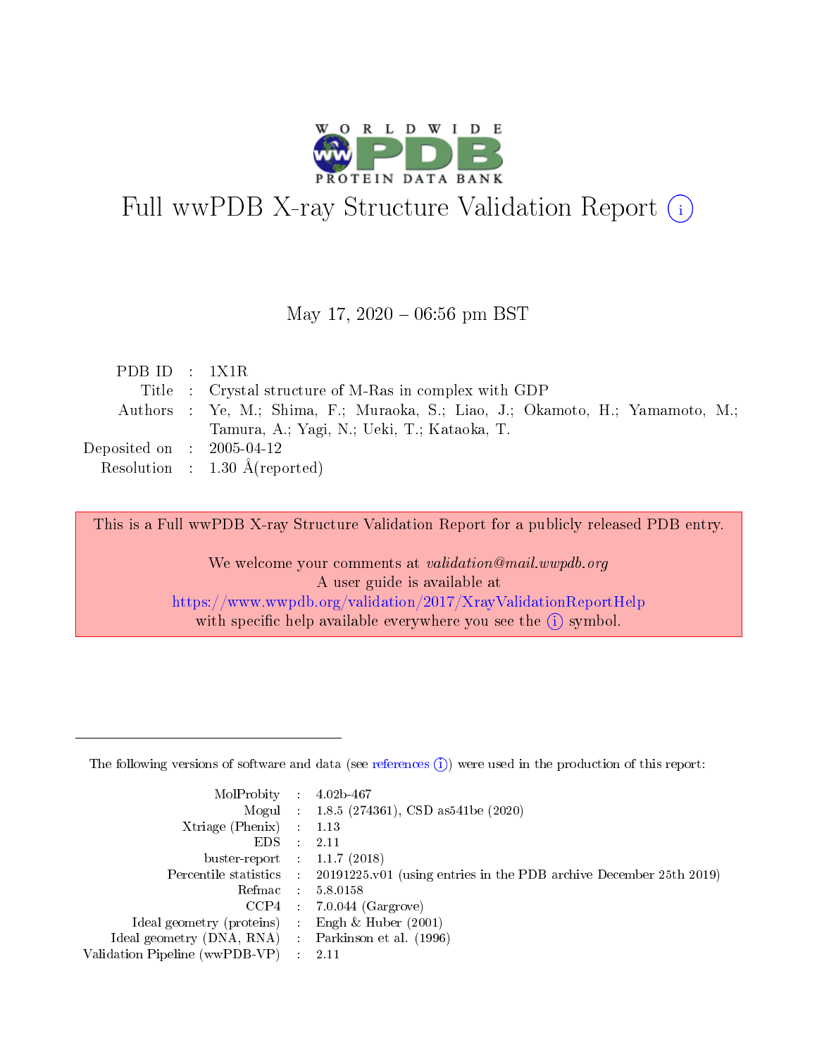# Full wwPDB X-ray Structure Validation Report (i)

May 17, 2020 – 06:56 pm BST

| | | |
|---|---|---|
| PDB ID | : | 1X1R |
| Title | : | Crystal structure of M-Ras in complex with GDP |
| Authors | : | Ye, M.; Shima, F.; Muraoka, S.; Liao, J.; Okamoto, H.; Yamamoto, M.; Tamura, A.; Yagi, N.; Ueki, T.; Kataoka, T. |
| Deposited on | : | 2005-04-12 |
| Resolution | : | 1.30 Å(reported) |

This is a Full wwPDB X-ray Structure Validation Report for a publicly released PDB entry.

We welcome your comments at *validation@mail.wwpdb.org*
A user guide is available at
https://www.wwpdb.org/validation/2017/XrayValidationReportHelp
with specific help available everywhere you see the (i) symbol.

---

The following versions of software and data (see references (i)) were used in the production of this report:

| | | |
|---|---|---|
| MolProbity | : | 4.02b-467 |
| Mogul | : | 1.8.5 (274361), CSD as541be (2020) |
| Xtriage (Phenix) | : | 1.13 |
| EDS | : | 2.11 |
| buster-report | : | 1.1.7 (2018) |
| Percentile statistics | : | 20191225.v01 (using entries in the PDB archive December 25th 2019) |
| Refmac | : | 5.8.0158 |
| CCP4 | : | 7.0.044 (Gargrove) |
| Ideal geometry (proteins) | : | Engh & Huber (2001) |
| Ideal geometry (DNA, RNA) | : | Parkinson et al. (1996) |
| Validation Pipeline (wwPDB-VP) | : | 2.11 |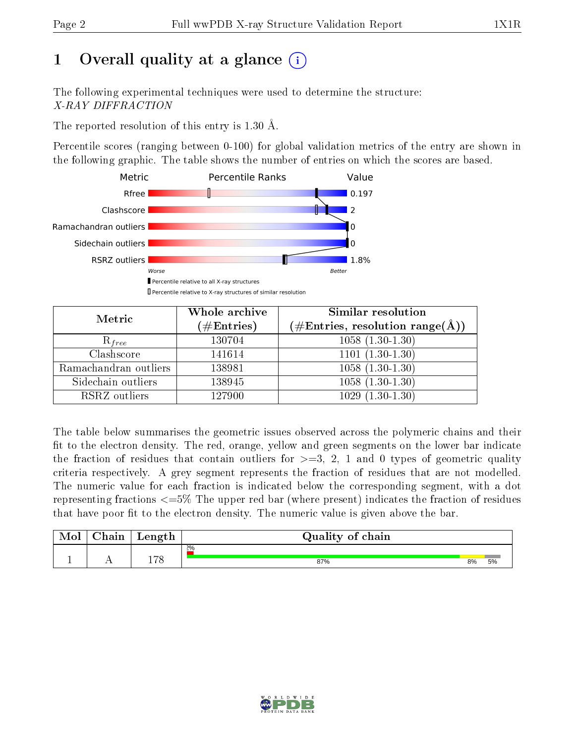# 1 Overall quality at a glance

The following experimental techniques were used to determine the structure:
*X-RAY DIFFRACTION*

The reported resolution of this entry is 1.30 Å.

Percentile scores (ranging between 0-100) for global validation metrics of the entry are shown in the following graphic. The table shows the number of entries on which the scores are based.

| Metric | Value |
|---|---|
| Rfree | 0.197 |
| Clashscore | 2 |
| Ramachandran outliers | 0 |
| Sidechain outliers | 0 |
| RSRZ outliers | 1.8% |

Worse — Better

Percentile relative to all X-ray structures

Percentile relative to X-ray structures of similar resolution

| Metric | Whole archive (#Entries) | Similar resolution (#Entries, resolution range(Å)) |
|---|---|---|
| $R_{free}$ | 130704 | 1058 (1.30-1.30) |
| Clashscore | 141614 | 1101 (1.30-1.30) |
| Ramachandran outliers | 138981 | 1058 (1.30-1.30) |
| Sidechain outliers | 138945 | 1058 (1.30-1.30) |
| RSRZ outliers | 127900 | 1029 (1.30-1.30) |

The table below summarises the geometric issues observed across the polymeric chains and their fit to the electron density. The red, orange, yellow and green segments on the lower bar indicate the fraction of residues that contain outliers for >=3, 2, 1 and 0 types of geometric quality criteria respectively. A grey segment represents the fraction of residues that are not modelled. The numeric value for each fraction is indicated below the corresponding segment, with a dot representing fractions <=5% The upper red bar (where present) indicates the fraction of residues that have poor fit to the electron density. The numeric value is given above the bar.

| Mol | Chain | Length | Quality of chain |
|---|---|---|---|
| 1 | A | 178 | 2% (poor fit); 87% green, 8% yellow, 5% grey |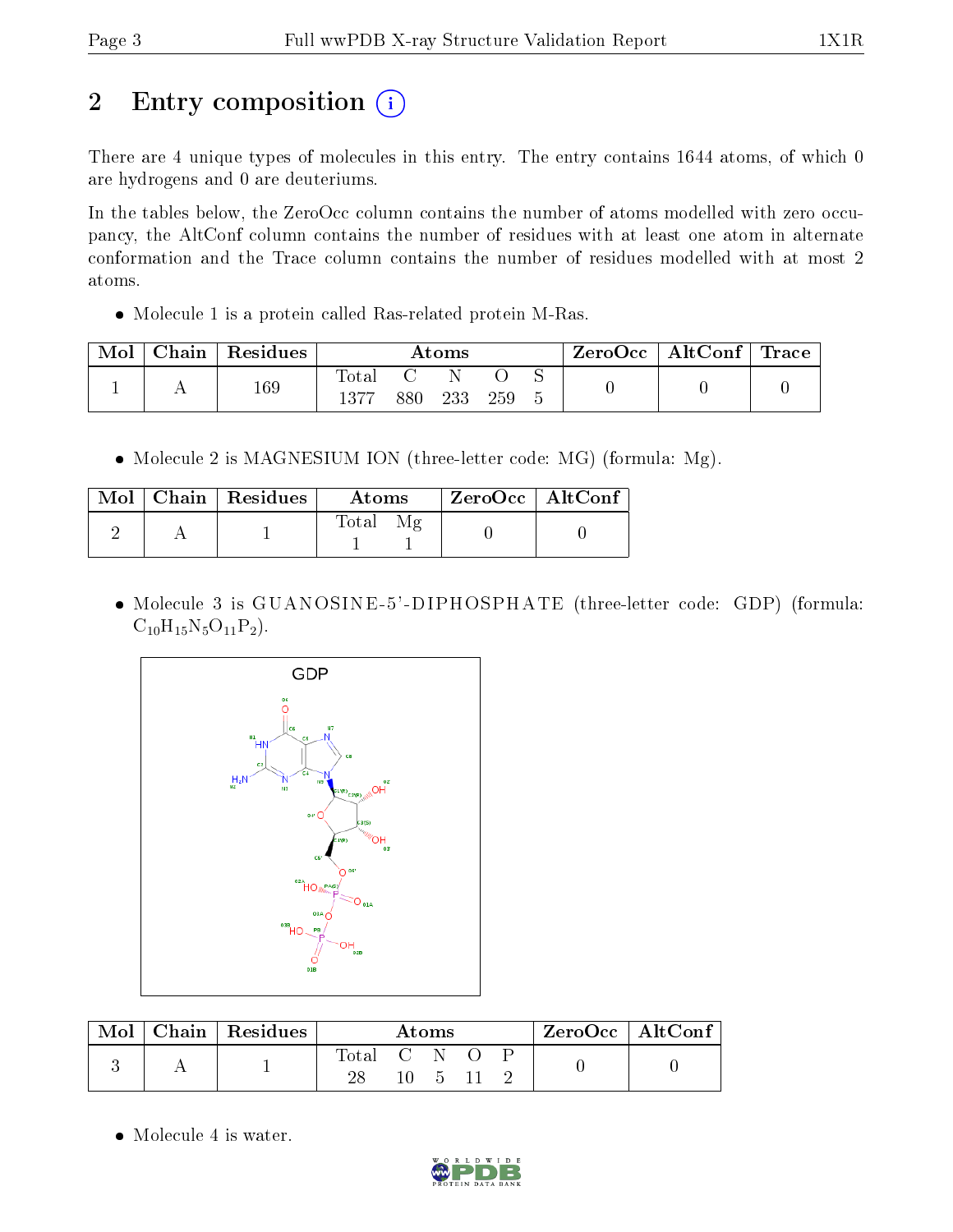# 2 Entry composition

There are 4 unique types of molecules in this entry. The entry contains 1644 atoms, of which 0 are hydrogens and 0 are deuteriums.

In the tables below, the ZeroOcc column contains the number of atoms modelled with zero occupancy, the AltConf column contains the number of residues with at least one atom in alternate conformation and the Trace column contains the number of residues modelled with at most 2 atoms.

- Molecule 1 is a protein called Ras-related protein M-Ras.

| Mol | Chain | Residues | Atoms | | | | | ZeroOcc | AltConf | Trace |
|---|---|---|---|---|---|---|---|---|---|---|
| 1 | A | 169 | Total<br>1377 | C<br>880 | N<br>233 | O<br>259 | S<br>5 | 0 | 0 | 0 |

- Molecule 2 is MAGNESIUM ION (three-letter code: MG) (formula: Mg).

| Mol | Chain | Residues | Atoms | | ZeroOcc | AltConf |
|---|---|---|---|---|---|---|
| 2 | A | 1 | Total<br>1 | Mg<br>1 | 0 | 0 |

- Molecule 3 is GUANOSINE-5'-DIPHOSPHATE (three-letter code: GDP) (formula: $C_{10}H_{15}N_5O_{11}P_2$).

| Mol | Chain | Residues | Atoms | | | | | ZeroOcc | AltConf |
|---|---|---|---|---|---|---|---|---|---|
| 3 | A | 1 | Total<br>28 | C<br>10 | N<br>5 | O<br>11 | P<br>2 | 0 | 0 |

- Molecule 4 is water.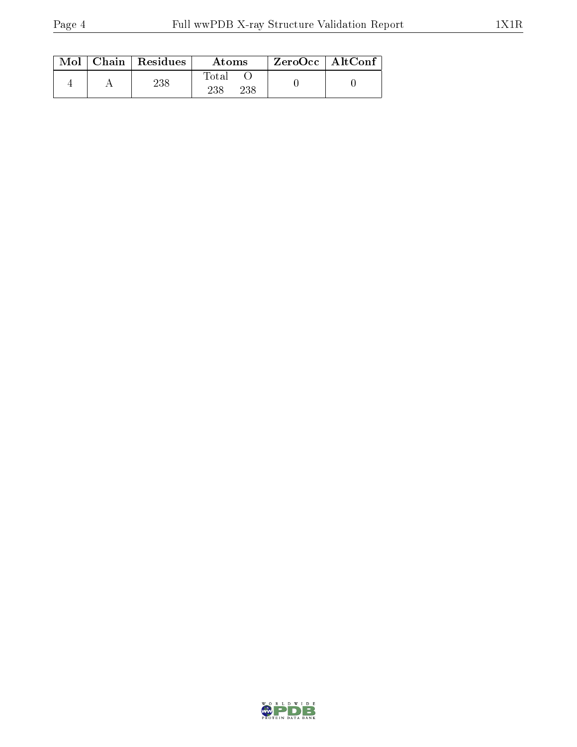| Mol | Chain | Residues | Atoms | | ZeroOcc | AltConf |
|---|---|---|---|---|---|---|
| | | | Total | O | | |
| 4 | A | 238 | 238 | 238 | 0 | 0 |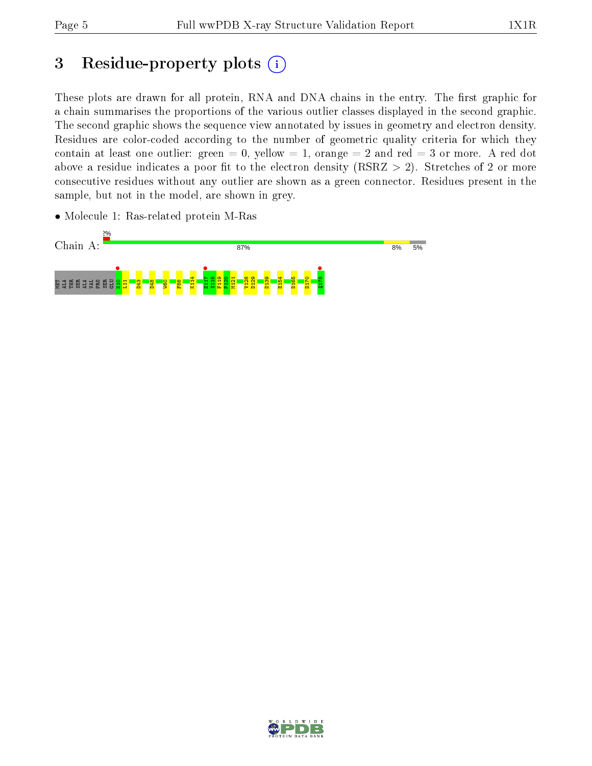# 3 Residue-property plots (i)

These plots are drawn for all protein, RNA and DNA chains in the entry. The first graphic for a chain summarises the proportions of the various outlier classes displayed in the second graphic. The second graphic shows the sequence view annotated by issues in geometry and electron density. Residues are color-coded according to the number of geometric quality criteria for which they contain at least one outlier: green = 0, yellow = 1, orange = 2 and red = 3 or more. A red dot above a residue indicates a poor fit to the electron density (RSRZ > 2). Stretches of 2 or more consecutive residues without any outlier are shown as a green connector. Residues present in the sample, but not in the model, are shown in grey.

- Molecule 1: Ras-related protein M-Ras

Chain A: 2% | 87% | 8% | 5%

MET ALA THR SER ALA VAL PRO SER GLU N10 L11 D43 D48 W60 F88 K114 E117 S118 F119 P120 M121 V128 D129 D139 E154 D165 D170 Q178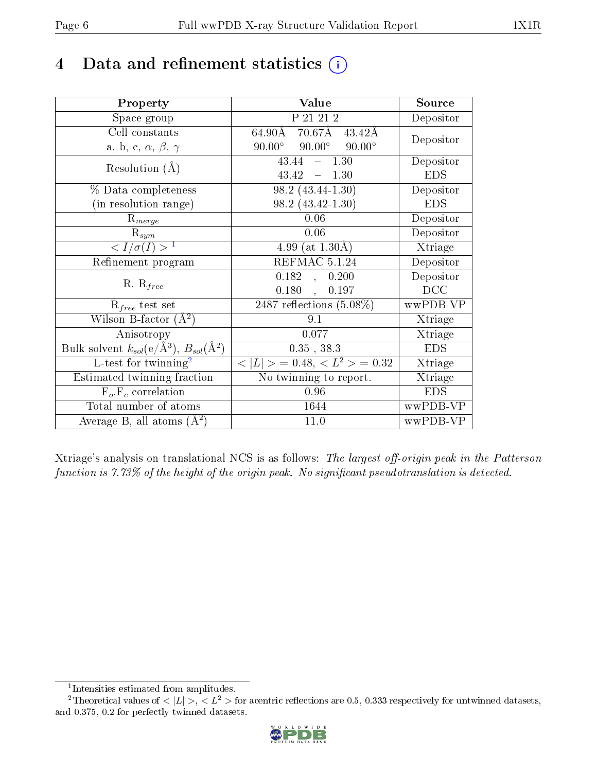# 4 Data and refinement statistics (i)

| Property | Value | Source |
|---|---|---|
| Space group | P 21 21 2 | Depositor |
| Cell constants<br>a, b, c, $\alpha$, $\beta$, $\gamma$ | 64.90Å 70.67Å 43.42Å<br>90.00° 90.00° 90.00° | Depositor |
| Resolution (Å) | 43.44 – 1.30<br>43.42 – 1.30 | Depositor<br>EDS |
| % Data completeness<br>(in resolution range) | 98.2 (43.44-1.30)<br>98.2 (43.42-1.30) | Depositor<br>EDS |
| $R_{merge}$ | 0.06 | Depositor |
| $R_{sym}$ | 0.06 | Depositor |
| $< I/\sigma(I) >$ [1] | 4.99 (at 1.30Å) | Xtriage |
| Refinement program | REFMAC 5.1.24 | Depositor |
| R, $R_{free}$ | 0.182 , 0.200<br>0.180 , 0.197 | Depositor<br>DCC |
| $R_{free}$ test set | 2487 reflections (5.08%) | wwPDB-VP |
| Wilson B-factor (Å$^2$) | 9.1 | Xtriage |
| Anisotropy | 0.077 | Xtriage |
| Bulk solvent $k_{sol}$(e/Å$^3$), $B_{sol}$(Å$^2$) | 0.35 , 38.3 | EDS |
| L-test for twinning[2] | $< \|L\| >$ = 0.48, $< L^2 >$ = 0.32 | Xtriage |
| Estimated twinning fraction | No twinning to report. | Xtriage |
| $F_o$,$F_c$ correlation | 0.96 | EDS |
| Total number of atoms | 1644 | wwPDB-VP |
| Average B, all atoms (Å$^2$) | 11.0 | wwPDB-VP |

Xtriage's analysis on translational NCS is as follows: *The largest off-origin peak in the Patterson function is 7.73% of the height of the origin peak. No significant pseudotranslation is detected.*

[1] Intensities estimated from amplitudes.

[2] Theoretical values of $< |L| >$, $< L^2 >$ for acentric reflections are 0.5, 0.333 respectively for untwinned datasets, and 0.375, 0.2 for perfectly twinned datasets.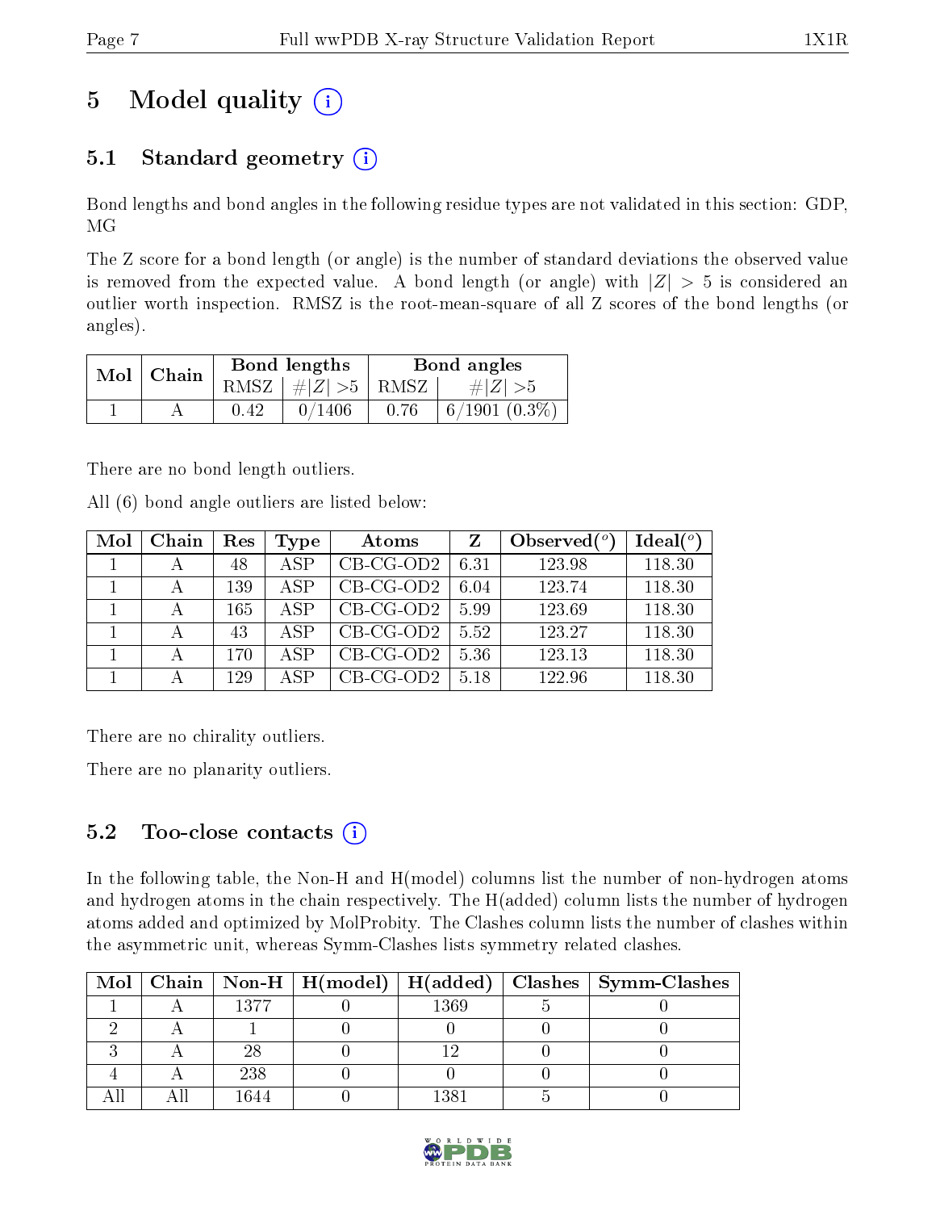# 5 Model quality

## 5.1 Standard geometry

Bond lengths and bond angles in the following residue types are not validated in this section: GDP, MG

The Z score for a bond length (or angle) is the number of standard deviations the observed value is removed from the expected value. A bond length (or angle) with $|Z| > 5$ is considered an outlier worth inspection. RMSZ is the root-mean-square of all Z scores of the bond lengths (or angles).

| Mol | Chain | Bond lengths | | Bond angles | |
|---|---|---|---|---|---|
| | | RMSZ | #\|Z\| >5 | RMSZ | #\|Z\| >5 |
| 1 | A | 0.42 | 0/1406 | 0.76 | 6/1901 (0.3%) |

There are no bond length outliers.

All (6) bond angle outliers are listed below:

| Mol | Chain | Res | Type | Atoms | Z | Observed(°) | Ideal(°) |
|---|---|---|---|---|---|---|---|
| 1 | A | 48 | ASP | CB-CG-OD2 | 6.31 | 123.98 | 118.30 |
| 1 | A | 139 | ASP | CB-CG-OD2 | 6.04 | 123.74 | 118.30 |
| 1 | A | 165 | ASP | CB-CG-OD2 | 5.99 | 123.69 | 118.30 |
| 1 | A | 43 | ASP | CB-CG-OD2 | 5.52 | 123.27 | 118.30 |
| 1 | A | 170 | ASP | CB-CG-OD2 | 5.36 | 123.13 | 118.30 |
| 1 | A | 129 | ASP | CB-CG-OD2 | 5.18 | 122.96 | 118.30 |

There are no chirality outliers.

There are no planarity outliers.

## 5.2 Too-close contacts

In the following table, the Non-H and H(model) columns list the number of non-hydrogen atoms and hydrogen atoms in the chain respectively. The H(added) column lists the number of hydrogen atoms added and optimized by MolProbity. The Clashes column lists the number of clashes within the asymmetric unit, whereas Symm-Clashes lists symmetry related clashes.

| Mol | Chain | Non-H | H(model) | H(added) | Clashes | Symm-Clashes |
|---|---|---|---|---|---|---|
| 1 | A | 1377 | 0 | 1369 | 5 | 0 |
| 2 | A | 1 | 0 | 0 | 0 | 0 |
| 3 | A | 28 | 0 | 12 | 0 | 0 |
| 4 | A | 238 | 0 | 0 | 0 | 0 |
| All | All | 1644 | 0 | 1381 | 5 | 0 |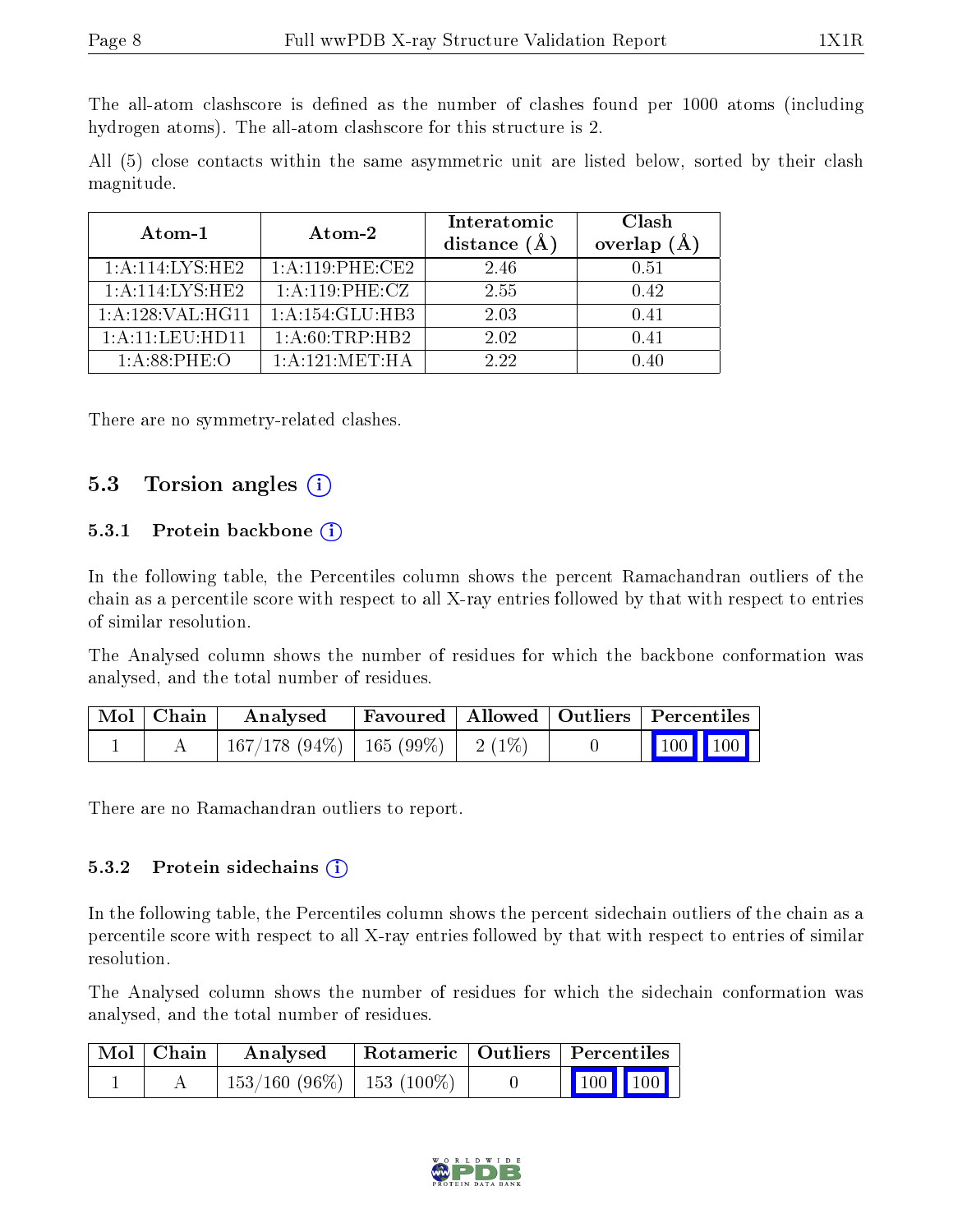The all-atom clashscore is defined as the number of clashes found per 1000 atoms (including hydrogen atoms). The all-atom clashscore for this structure is 2.

All (5) close contacts within the same asymmetric unit are listed below, sorted by their clash magnitude.

| Atom-1 | Atom-2 | Interatomic distance (Å) | Clash overlap (Å) |
|---|---|---|---|
| 1:A:114:LYS:HE2 | 1:A:119:PHE:CE2 | 2.46 | 0.51 |
| 1:A:114:LYS:HE2 | 1:A:119:PHE:CZ | 2.55 | 0.42 |
| 1:A:128:VAL:HG11 | 1:A:154:GLU:HB3 | 2.03 | 0.41 |
| 1:A:11:LEU:HD11 | 1:A:60:TRP:HB2 | 2.02 | 0.41 |
| 1:A:88:PHE:O | 1:A:121:MET:HA | 2.22 | 0.40 |

There are no symmetry-related clashes.

## 5.3 Torsion angles (i)

### 5.3.1 Protein backbone (i)

In the following table, the Percentiles column shows the percent Ramachandran outliers of the chain as a percentile score with respect to all X-ray entries followed by that with respect to entries of similar resolution.

The Analysed column shows the number of residues for which the backbone conformation was analysed, and the total number of residues.

| Mol | Chain | Analysed | Favoured | Allowed | Outliers | Percentiles |
|---|---|---|---|---|---|---|
| 1 | A | 167/178 (94%) | 165 (99%) | 2 (1%) | 0 | 100 100 |

There are no Ramachandran outliers to report.

### 5.3.2 Protein sidechains (i)

In the following table, the Percentiles column shows the percent sidechain outliers of the chain as a percentile score with respect to all X-ray entries followed by that with respect to entries of similar resolution.

The Analysed column shows the number of residues for which the sidechain conformation was analysed, and the total number of residues.

| Mol | Chain | Analysed | Rotameric | Outliers | Percentiles |
|---|---|---|---|---|---|
| 1 | A | 153/160 (96%) | 153 (100%) | 0 | 100 100 |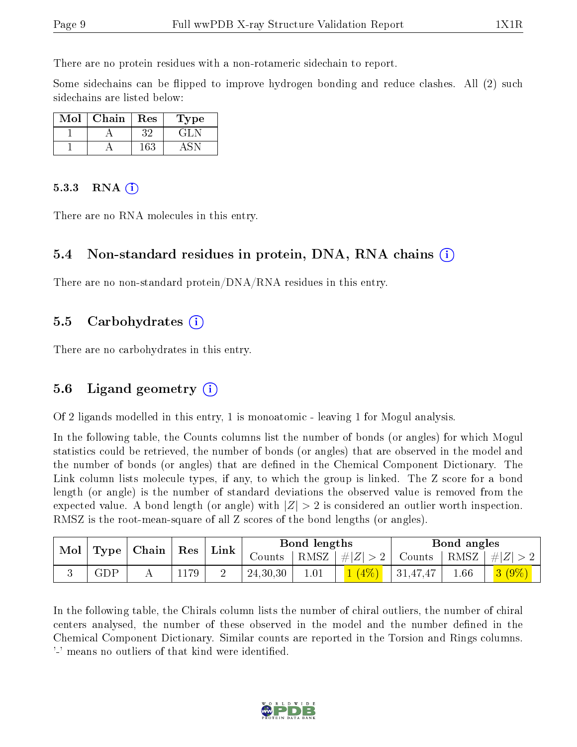There are no protein residues with a non-rotameric sidechain to report.

Some sidechains can be flipped to improve hydrogen bonding and reduce clashes. All (2) such sidechains are listed below:

| Mol | Chain | Res | Type |
|---|---|---|---|
| 1 | A | 32 | GLN |
| 1 | A | 163 | ASN |

### 5.3.3 RNA

There are no RNA molecules in this entry.

## 5.4 Non-standard residues in protein, DNA, RNA chains

There are no non-standard protein/DNA/RNA residues in this entry.

## 5.5 Carbohydrates

There are no carbohydrates in this entry.

## 5.6 Ligand geometry

Of 2 ligands modelled in this entry, 1 is monoatomic - leaving 1 for Mogul analysis.

In the following table, the Counts columns list the number of bonds (or angles) for which Mogul statistics could be retrieved, the number of bonds (or angles) that are observed in the model and the number of bonds (or angles) that are defined in the Chemical Component Dictionary. The Link column lists molecule types, if any, to which the group is linked. The Z score for a bond length (or angle) is the number of standard deviations the observed value is removed from the expected value. A bond length (or angle) with $|Z| > 2$ is considered an outlier worth inspection. RMSZ is the root-mean-square of all Z scores of the bond lengths (or angles).

| Mol | Type | Chain | Res | Link | Bond lengths | | | Bond angles | | |
|---|---|---|---|---|---|---|---|---|---|---|
| | | | | | Counts | RMSZ | $\#\|Z\| > 2$ | Counts | RMSZ | $\#\|Z\| > 2$ |
| 3 | GDP | A | 1179 | 2 | 24,30,30 | 1.01 | 1 (4%) | 31,47,47 | 1.66 | 3 (9%) |

In the following table, the Chirals column lists the number of chiral outliers, the number of chiral centers analysed, the number of these observed in the model and the number defined in the Chemical Component Dictionary. Similar counts are reported in the Torsion and Rings columns. '-' means no outliers of that kind were identified.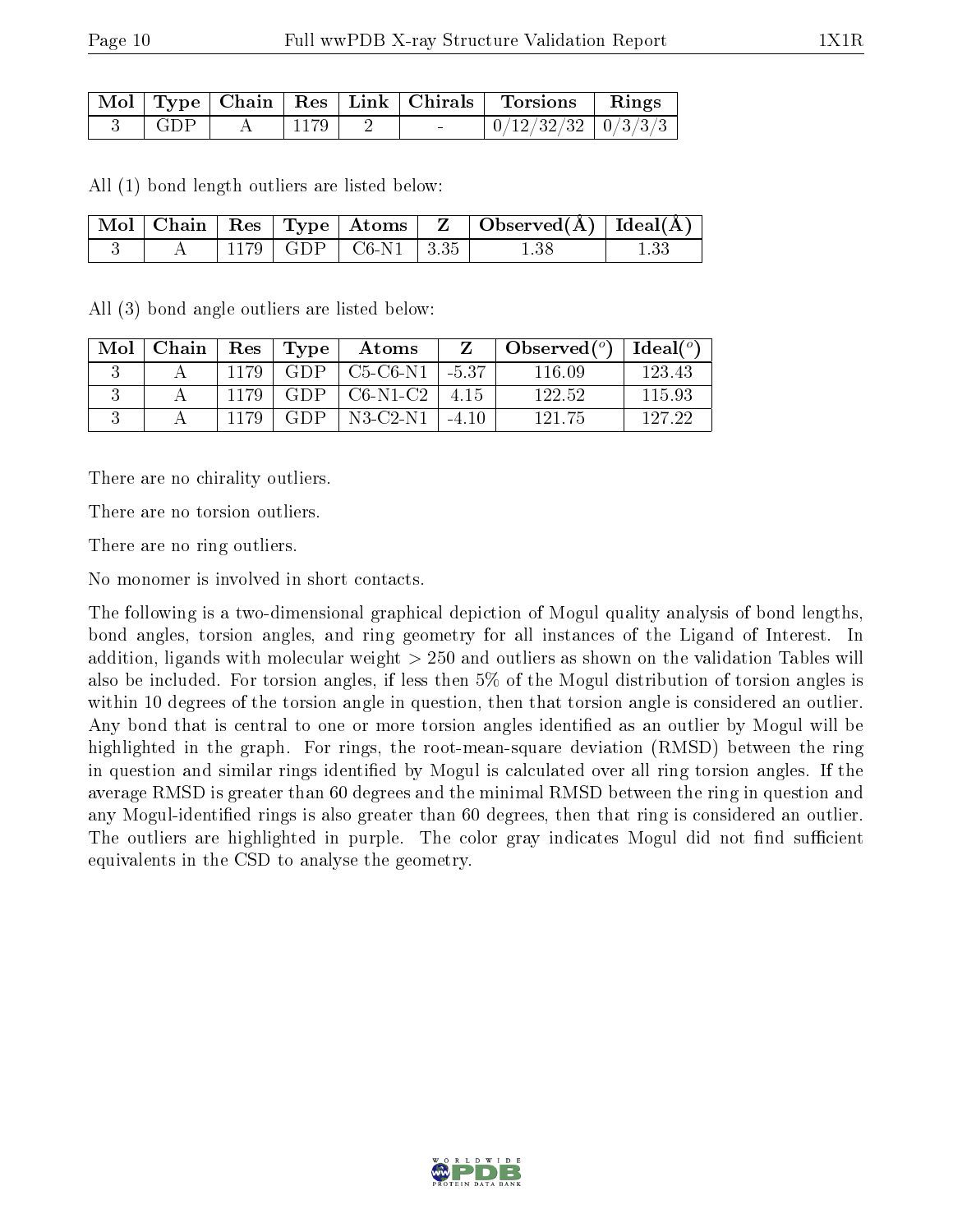| Mol | Type | Chain | Res | Link | Chirals | Torsions | Rings |
|---|---|---|---|---|---|---|---|
| 3 | GDP | A | 1179 | 2 | - | 0/12/32/32 | 0/3/3/3 |

All (1) bond length outliers are listed below:

| Mol | Chain | Res | Type | Atoms | Z | Observed(Å) | Ideal(Å) |
|---|---|---|---|---|---|---|---|
| 3 | A | 1179 | GDP | C6-N1 | 3.35 | 1.38 | 1.33 |

All (3) bond angle outliers are listed below:

| Mol | Chain | Res | Type | Atoms | Z | Observed(°) | Ideal(°) |
|---|---|---|---|---|---|---|---|
| 3 | A | 1179 | GDP | C5-C6-N1 | -5.37 | 116.09 | 123.43 |
| 3 | A | 1179 | GDP | C6-N1-C2 | 4.15 | 122.52 | 115.93 |
| 3 | A | 1179 | GDP | N3-C2-N1 | -4.10 | 121.75 | 127.22 |

There are no chirality outliers.

There are no torsion outliers.

There are no ring outliers.

No monomer is involved in short contacts.

The following is a two-dimensional graphical depiction of Mogul quality analysis of bond lengths, bond angles, torsion angles, and ring geometry for all instances of the Ligand of Interest. In addition, ligands with molecular weight > 250 and outliers as shown on the validation Tables will also be included. For torsion angles, if less then 5% of the Mogul distribution of torsion angles is within 10 degrees of the torsion angle in question, then that torsion angle is considered an outlier. Any bond that is central to one or more torsion angles identified as an outlier by Mogul will be highlighted in the graph. For rings, the root-mean-square deviation (RMSD) between the ring in question and similar rings identified by Mogul is calculated over all ring torsion angles. If the average RMSD is greater than 60 degrees and the minimal RMSD between the ring in question and any Mogul-identified rings is also greater than 60 degrees, then that ring is considered an outlier. The outliers are highlighted in purple. The color gray indicates Mogul did not find sufficient equivalents in the CSD to analyse the geometry.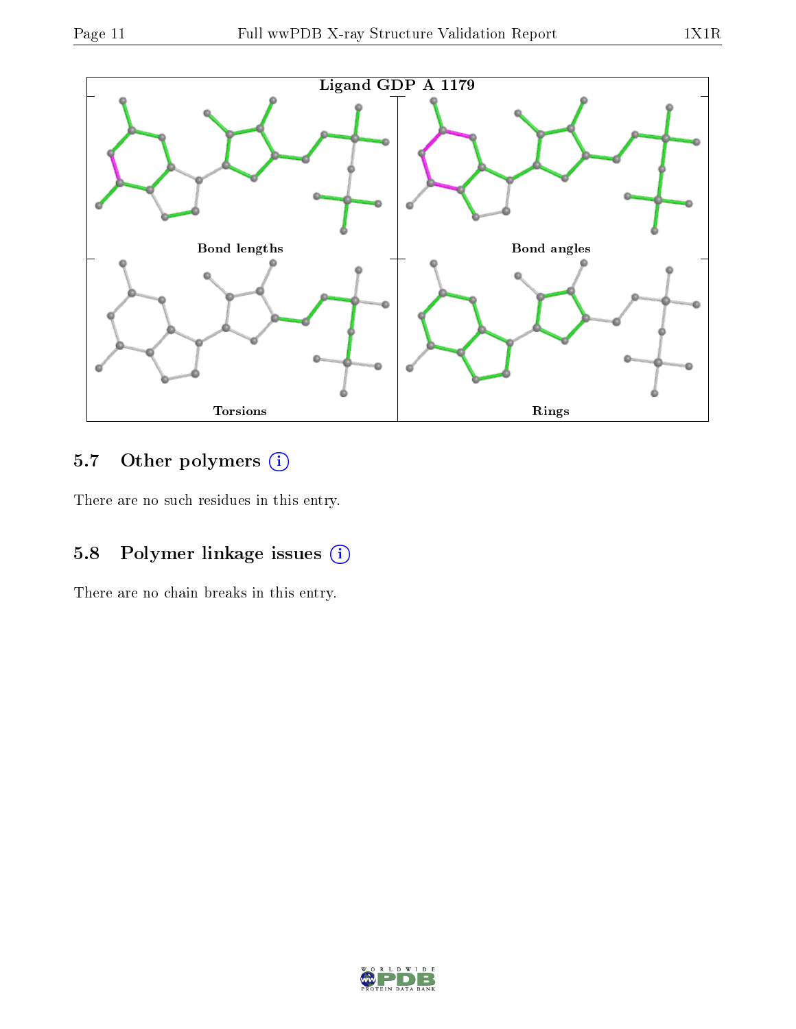Ligand GDP A 1179

Bond lengths

Bond angles

Torsions

Rings

### 5.7 Other polymers (i)

There are no such residues in this entry.

### 5.8 Polymer linkage issues (i)

There are no chain breaks in this entry.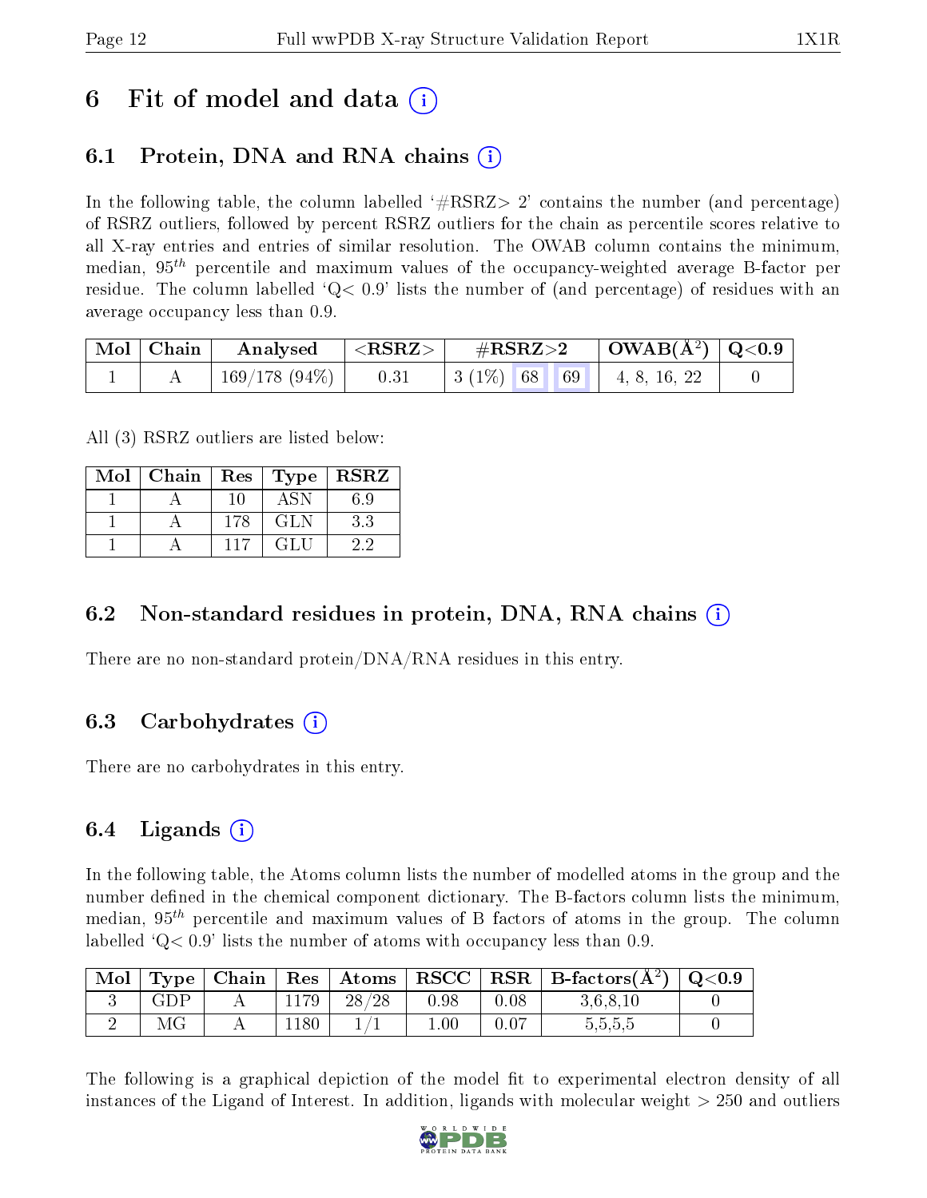# 6 Fit of model and data (i)

## 6.1 Protein, DNA and RNA chains (i)

In the following table, the column labelled '#RSRZ> 2' contains the number (and percentage) of RSRZ outliers, followed by percent RSRZ outliers for the chain as percentile scores relative to all X-ray entries and entries of similar resolution. The OWAB column contains the minimum, median, $95^{th}$ percentile and maximum values of the occupancy-weighted average B-factor per residue. The column labelled 'Q< 0.9' lists the number of (and percentage) of residues with an average occupancy less than 0.9.

| Mol | Chain | Analysed | <RSRZ> | #RSRZ>2 | OWAB(Å$^2$) | Q<0.9 |
|---|---|---|---|---|---|---|
| 1 | A | 169/178 (94%) | 0.31 | 3 (1%) 68 69 | 4, 8, 16, 22 | 0 |

All (3) RSRZ outliers are listed below:

| Mol | Chain | Res | Type | RSRZ |
|---|---|---|---|---|
| 1 | A | 10 | ASN | 6.9 |
| 1 | A | 178 | GLN | 3.3 |
| 1 | A | 117 | GLU | 2.2 |

## 6.2 Non-standard residues in protein, DNA, RNA chains (i)

There are no non-standard protein/DNA/RNA residues in this entry.

## 6.3 Carbohydrates (i)

There are no carbohydrates in this entry.

## 6.4 Ligands (i)

In the following table, the Atoms column lists the number of modelled atoms in the group and the number defined in the chemical component dictionary. The B-factors column lists the minimum, median, $95^{th}$ percentile and maximum values of B factors of atoms in the group. The column labelled 'Q< 0.9' lists the number of atoms with occupancy less than 0.9.

| Mol | Type | Chain | Res | Atoms | RSCC | RSR | B-factors(Å$^2$) | Q<0.9 |
|---|---|---|---|---|---|---|---|---|
| 3 | GDP | A | 1179 | 28/28 | 0.98 | 0.08 | 3,6,8,10 | 0 |
| 2 | MG | A | 1180 | 1/1 | 1.00 | 0.07 | 5,5,5,5 | 0 |

The following is a graphical depiction of the model fit to experimental electron density of all instances of the Ligand of Interest. In addition, ligands with molecular weight > 250 and outliers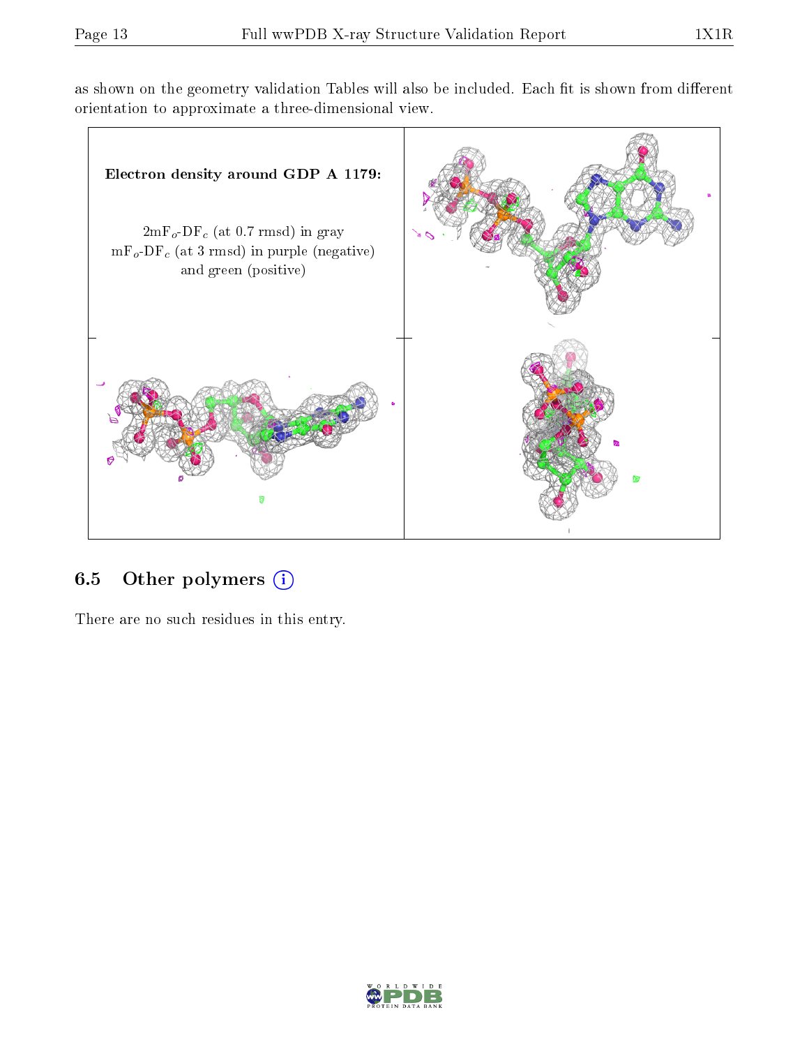as shown on the geometry validation Tables will also be included. Each fit is shown from different orientation to approximate a three-dimensional view.

**Electron density around GDP A 1179:**

$2mF_o$-$DF_c$ (at 0.7 rmsd) in gray
$mF_o$-$DF_c$ (at 3 rmsd) in purple (negative)
and green (positive)

## 6.5 Other polymers

There are no such residues in this entry.